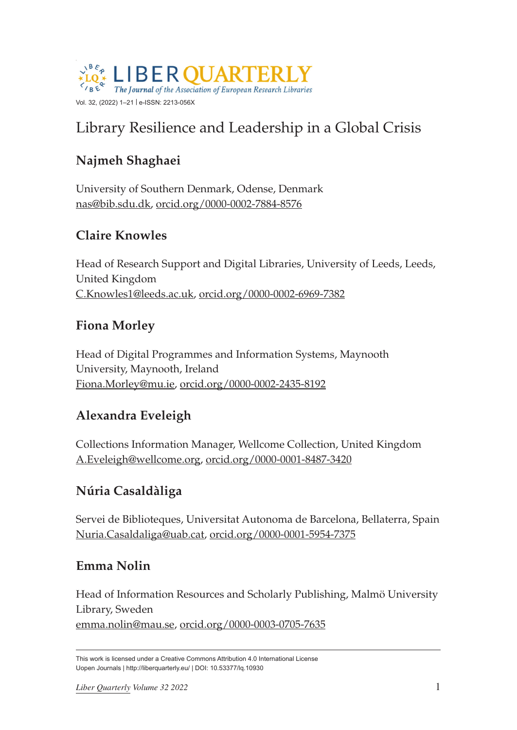# Library Resilience and Leadership in a Global Crisis

## Najmeh Shaghaei

University of Southern Denmark, Odense, Denmark
nas@bib.sdu.dk, orcid.org/0000-0002-7884-8576

## Claire Knowles

Head of Research Support and Digital Libraries, University of Leeds, Leeds, United Kingdom
C.Knowles1@leeds.ac.uk, orcid.org/0000-0002-6969-7382

## Fiona Morley

Head of Digital Programmes and Information Systems, Maynooth University, Maynooth, Ireland
Fiona.Morley@mu.ie, orcid.org/0000-0002-2435-8192

## Alexandra Eveleigh

Collections Information Manager, Wellcome Collection, United Kingdom
A.Eveleigh@wellcome.org, orcid.org/0000-0001-8487-3420

## Núria Casaldàliga

Servei de Biblioteques, Universitat Autonoma de Barcelona, Bellaterra, Spain
Nuria.Casaldaliga@uab.cat, orcid.org/0000-0001-5954-7375

## Emma Nolin

Head of Information Resources and Scholarly Publishing, Malmö University Library, Sweden
emma.nolin@mau.se, orcid.org/0000-0003-0705-7635

---

This work is licensed under a Creative Commons Attribution 4.0 International License
Uopen Journals | http://liberquarterly.eu/ | DOI: 10.53377/lq.10930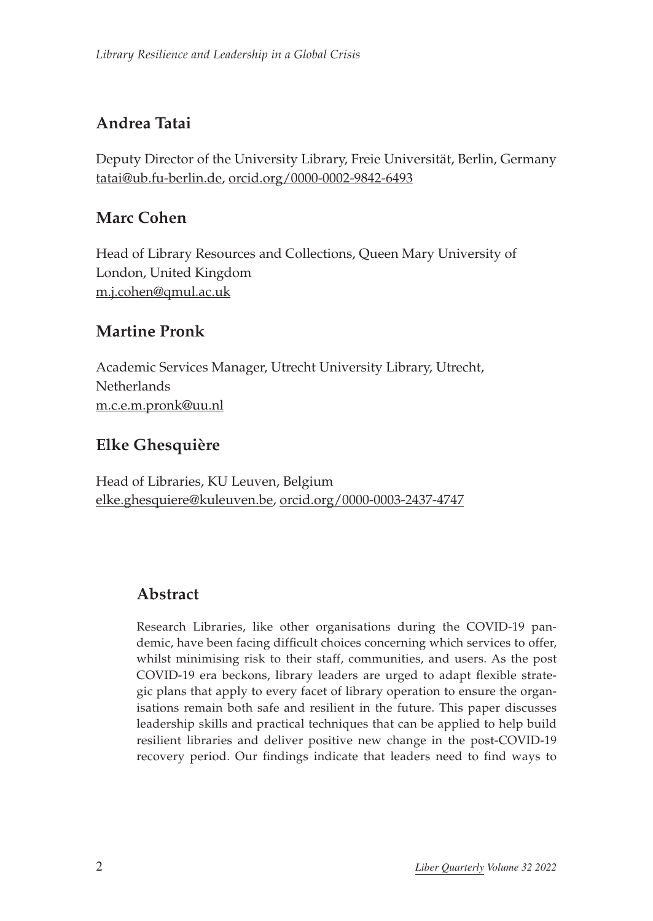## Andrea Tatai

Deputy Director of the University Library, Freie Universität, Berlin, Germany
tatai@ub.fu-berlin.de, orcid.org/0000-0002-9842-6493

## Marc Cohen

Head of Library Resources and Collections, Queen Mary University of London, United Kingdom
m.j.cohen@qmul.ac.uk

## Martine Pronk

Academic Services Manager, Utrecht University Library, Utrecht, Netherlands
m.c.e.m.pronk@uu.nl

## Elke Ghesquière

Head of Libraries, KU Leuven, Belgium
elke.ghesquiere@kuleuven.be, orcid.org/0000-0003-2437-4747

## Abstract

Research Libraries, like other organisations during the COVID-19 pandemic, have been facing difficult choices concerning which services to offer, whilst minimising risk to their staff, communities, and users. As the post COVID-19 era beckons, library leaders are urged to adapt flexible strategic plans that apply to every facet of library operation to ensure the organisations remain both safe and resilient in the future. This paper discusses leadership skills and practical techniques that can be applied to help build resilient libraries and deliver positive new change in the post-COVID-19 recovery period. Our findings indicate that leaders need to find ways to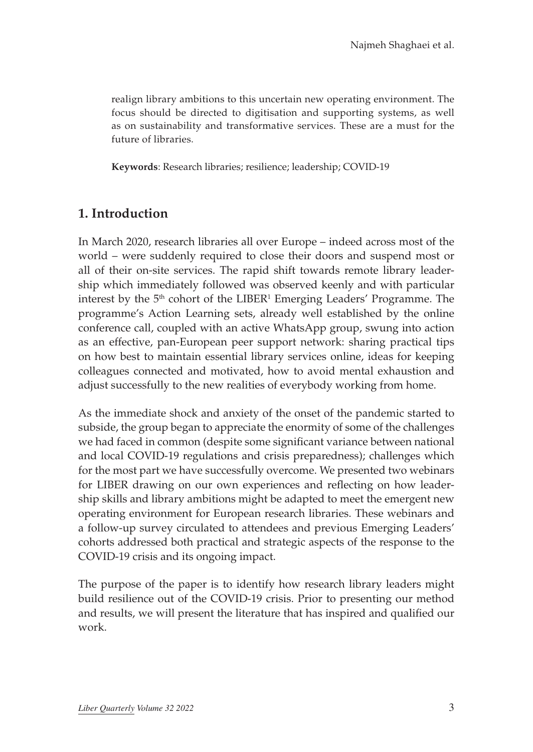realign library ambitions to this uncertain new operating environment. The focus should be directed to digitisation and supporting systems, as well as on sustainability and transformative services. These are a must for the future of libraries.

**Keywords**: Research libraries; resilience; leadership; COVID-19

## 1. Introduction

In March 2020, research libraries all over Europe – indeed across most of the world – were suddenly required to close their doors and suspend most or all of their on-site services. The rapid shift towards remote library leadership which immediately followed was observed keenly and with particular interest by the 5th cohort of the LIBER[1] Emerging Leaders' Programme. The programme's Action Learning sets, already well established by the online conference call, coupled with an active WhatsApp group, swung into action as an effective, pan-European peer support network: sharing practical tips on how best to maintain essential library services online, ideas for keeping colleagues connected and motivated, how to avoid mental exhaustion and adjust successfully to the new realities of everybody working from home.

As the immediate shock and anxiety of the onset of the pandemic started to subside, the group began to appreciate the enormity of some of the challenges we had faced in common (despite some significant variance between national and local COVID-19 regulations and crisis preparedness); challenges which for the most part we have successfully overcome. We presented two webinars for LIBER drawing on our own experiences and reflecting on how leadership skills and library ambitions might be adapted to meet the emergent new operating environment for European research libraries. These webinars and a follow-up survey circulated to attendees and previous Emerging Leaders' cohorts addressed both practical and strategic aspects of the response to the COVID-19 crisis and its ongoing impact.

The purpose of the paper is to identify how research library leaders might build resilience out of the COVID-19 crisis. Prior to presenting our method and results, we will present the literature that has inspired and qualified our work.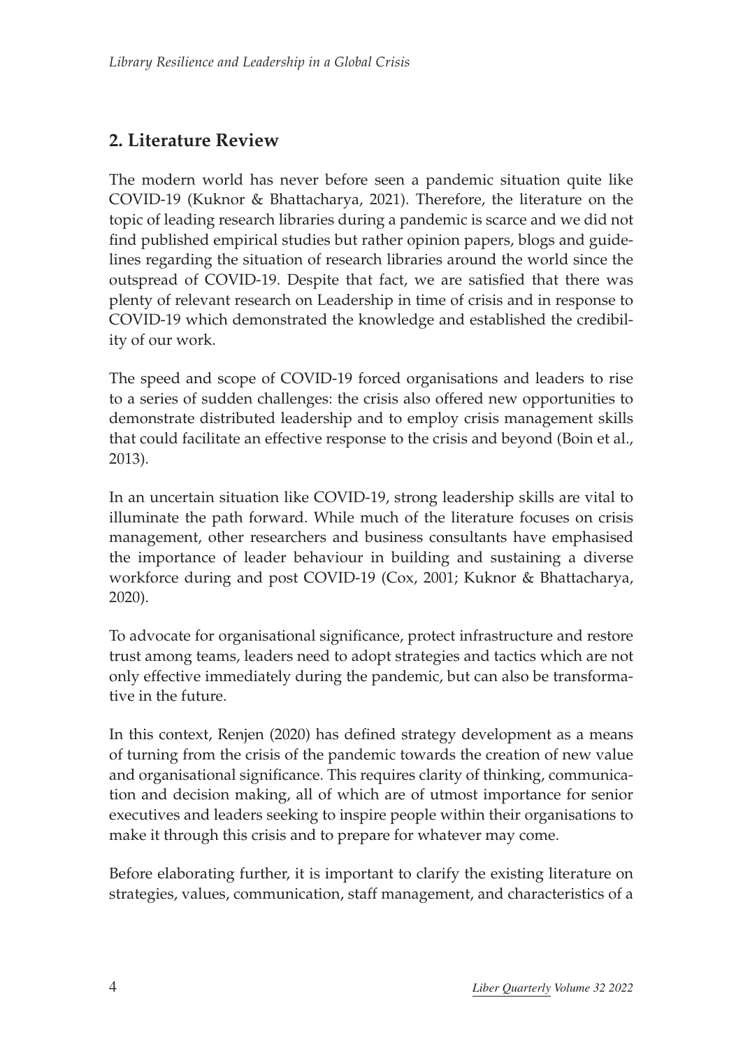## 2. Literature Review

The modern world has never before seen a pandemic situation quite like COVID-19 (Kuknor & Bhattacharya, 2021). Therefore, the literature on the topic of leading research libraries during a pandemic is scarce and we did not find published empirical studies but rather opinion papers, blogs and guidelines regarding the situation of research libraries around the world since the outspread of COVID-19. Despite that fact, we are satisfied that there was plenty of relevant research on Leadership in time of crisis and in response to COVID-19 which demonstrated the knowledge and established the credibility of our work.

The speed and scope of COVID-19 forced organisations and leaders to rise to a series of sudden challenges: the crisis also offered new opportunities to demonstrate distributed leadership and to employ crisis management skills that could facilitate an effective response to the crisis and beyond (Boin et al., 2013).

In an uncertain situation like COVID-19, strong leadership skills are vital to illuminate the path forward. While much of the literature focuses on crisis management, other researchers and business consultants have emphasised the importance of leader behaviour in building and sustaining a diverse workforce during and post COVID-19 (Cox, 2001; Kuknor & Bhattacharya, 2020).

To advocate for organisational significance, protect infrastructure and restore trust among teams, leaders need to adopt strategies and tactics which are not only effective immediately during the pandemic, but can also be transformative in the future.

In this context, Renjen (2020) has defined strategy development as a means of turning from the crisis of the pandemic towards the creation of new value and organisational significance. This requires clarity of thinking, communication and decision making, all of which are of utmost importance for senior executives and leaders seeking to inspire people within their organisations to make it through this crisis and to prepare for whatever may come.

Before elaborating further, it is important to clarify the existing literature on strategies, values, communication, staff management, and characteristics of a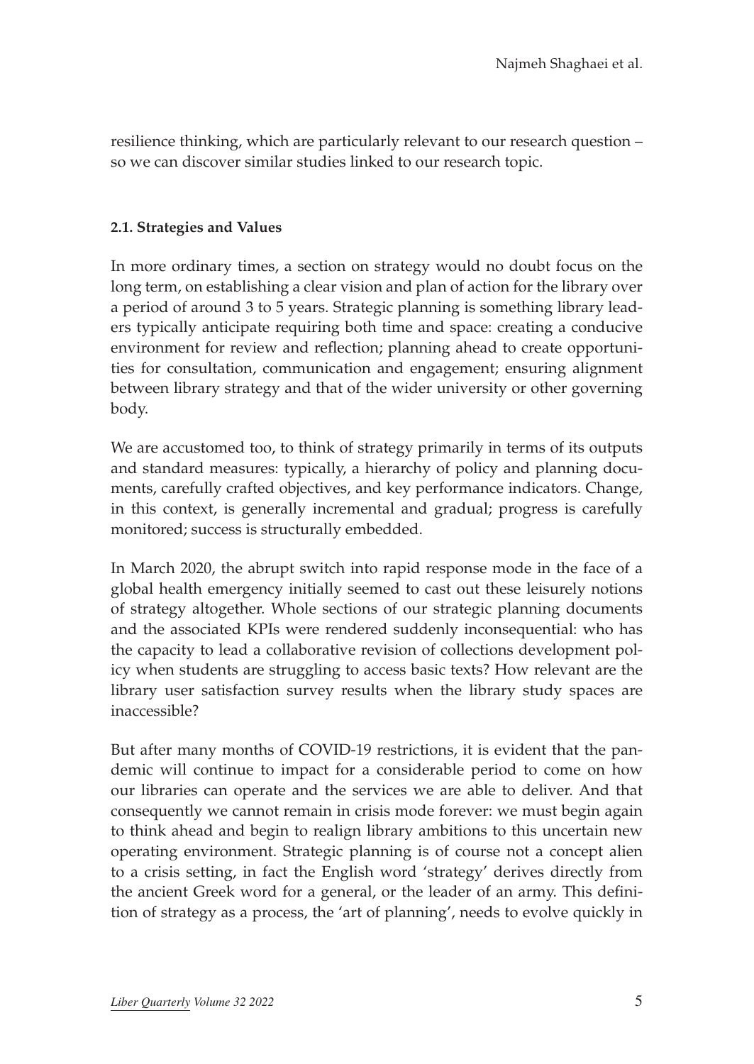resilience thinking, which are particularly relevant to our research question – so we can discover similar studies linked to our research topic.

### 2.1. Strategies and Values

In more ordinary times, a section on strategy would no doubt focus on the long term, on establishing a clear vision and plan of action for the library over a period of around 3 to 5 years. Strategic planning is something library leaders typically anticipate requiring both time and space: creating a conducive environment for review and reflection; planning ahead to create opportunities for consultation, communication and engagement; ensuring alignment between library strategy and that of the wider university or other governing body.

We are accustomed too, to think of strategy primarily in terms of its outputs and standard measures: typically, a hierarchy of policy and planning documents, carefully crafted objectives, and key performance indicators. Change, in this context, is generally incremental and gradual; progress is carefully monitored; success is structurally embedded.

In March 2020, the abrupt switch into rapid response mode in the face of a global health emergency initially seemed to cast out these leisurely notions of strategy altogether. Whole sections of our strategic planning documents and the associated KPIs were rendered suddenly inconsequential: who has the capacity to lead a collaborative revision of collections development policy when students are struggling to access basic texts? How relevant are the library user satisfaction survey results when the library study spaces are inaccessible?

But after many months of COVID-19 restrictions, it is evident that the pandemic will continue to impact for a considerable period to come on how our libraries can operate and the services we are able to deliver. And that consequently we cannot remain in crisis mode forever: we must begin again to think ahead and begin to realign library ambitions to this uncertain new operating environment. Strategic planning is of course not a concept alien to a crisis setting, in fact the English word 'strategy' derives directly from the ancient Greek word for a general, or the leader of an army. This definition of strategy as a process, the 'art of planning', needs to evolve quickly in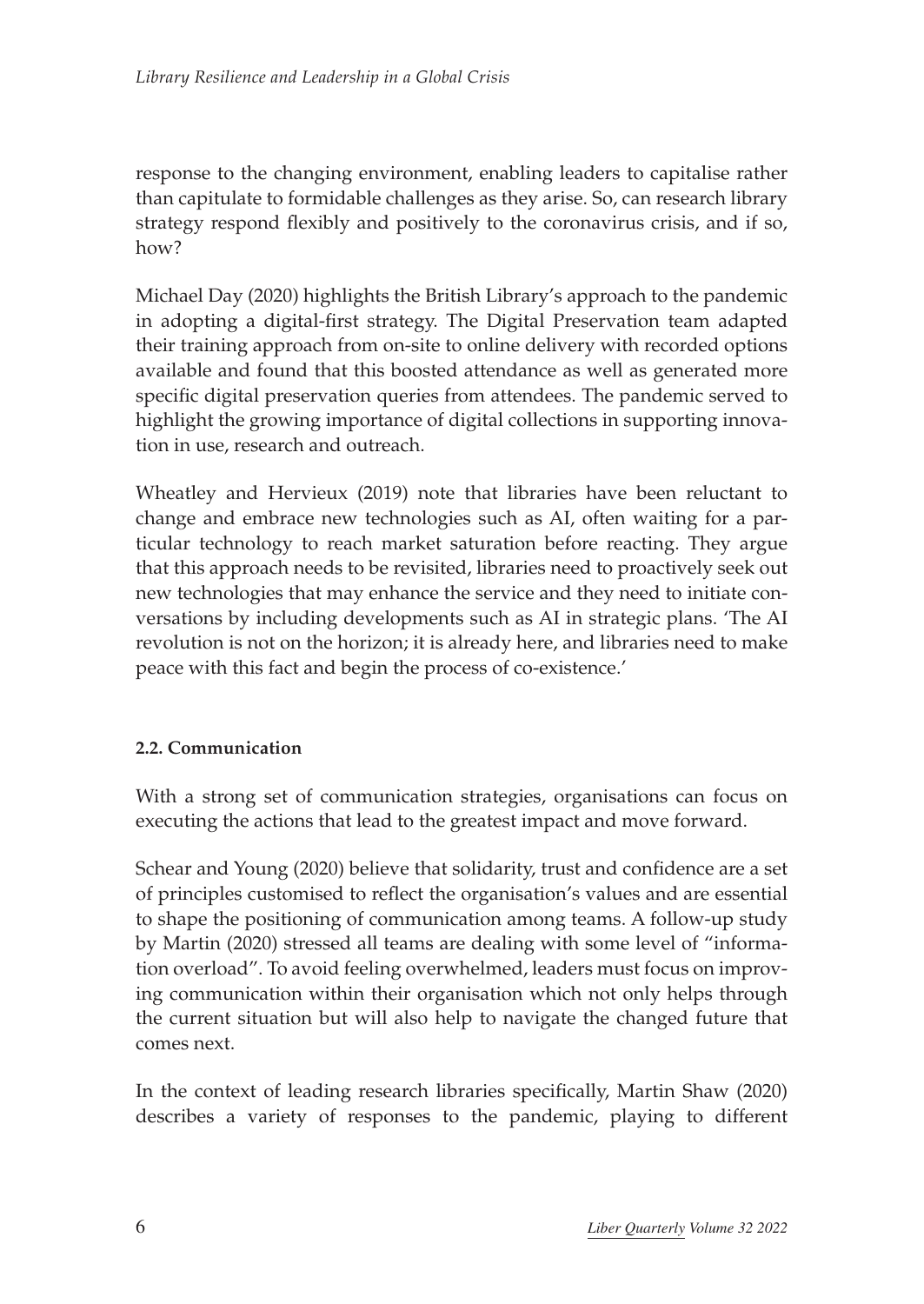response to the changing environment, enabling leaders to capitalise rather than capitulate to formidable challenges as they arise. So, can research library strategy respond flexibly and positively to the coronavirus crisis, and if so, how?

Michael Day (2020) highlights the British Library's approach to the pandemic in adopting a digital-first strategy. The Digital Preservation team adapted their training approach from on-site to online delivery with recorded options available and found that this boosted attendance as well as generated more specific digital preservation queries from attendees. The pandemic served to highlight the growing importance of digital collections in supporting innovation in use, research and outreach.

Wheatley and Hervieux (2019) note that libraries have been reluctant to change and embrace new technologies such as AI, often waiting for a particular technology to reach market saturation before reacting. They argue that this approach needs to be revisited, libraries need to proactively seek out new technologies that may enhance the service and they need to initiate conversations by including developments such as AI in strategic plans. 'The AI revolution is not on the horizon; it is already here, and libraries need to make peace with this fact and begin the process of co-existence.'

### 2.2. Communication

With a strong set of communication strategies, organisations can focus on executing the actions that lead to the greatest impact and move forward.

Schear and Young (2020) believe that solidarity, trust and confidence are a set of principles customised to reflect the organisation's values and are essential to shape the positioning of communication among teams. A follow-up study by Martin (2020) stressed all teams are dealing with some level of "information overload". To avoid feeling overwhelmed, leaders must focus on improving communication within their organisation which not only helps through the current situation but will also help to navigate the changed future that comes next.

In the context of leading research libraries specifically, Martin Shaw (2020) describes a variety of responses to the pandemic, playing to different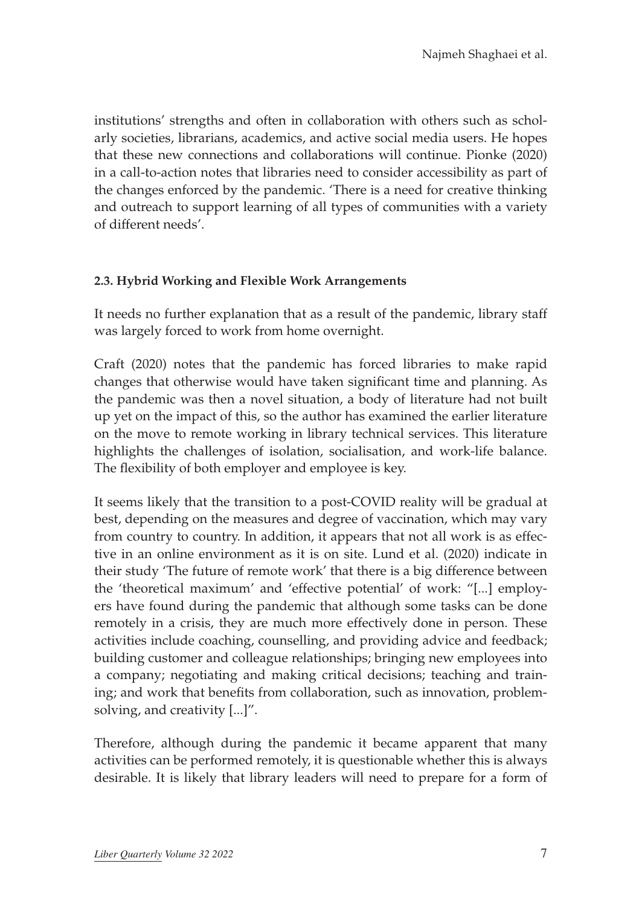institutions' strengths and often in collaboration with others such as scholarly societies, librarians, academics, and active social media users. He hopes that these new connections and collaborations will continue. Pionke (2020) in a call-to-action notes that libraries need to consider accessibility as part of the changes enforced by the pandemic. 'There is a need for creative thinking and outreach to support learning of all types of communities with a variety of different needs'.

### 2.3. Hybrid Working and Flexible Work Arrangements

It needs no further explanation that as a result of the pandemic, library staff was largely forced to work from home overnight.

Craft (2020) notes that the pandemic has forced libraries to make rapid changes that otherwise would have taken significant time and planning. As the pandemic was then a novel situation, a body of literature had not built up yet on the impact of this, so the author has examined the earlier literature on the move to remote working in library technical services. This literature highlights the challenges of isolation, socialisation, and work-life balance. The flexibility of both employer and employee is key.

It seems likely that the transition to a post-COVID reality will be gradual at best, depending on the measures and degree of vaccination, which may vary from country to country. In addition, it appears that not all work is as effective in an online environment as it is on site. Lund et al. (2020) indicate in their study 'The future of remote work' that there is a big difference between the 'theoretical maximum' and 'effective potential' of work: "[...] employers have found during the pandemic that although some tasks can be done remotely in a crisis, they are much more effectively done in person. These activities include coaching, counselling, and providing advice and feedback; building customer and colleague relationships; bringing new employees into a company; negotiating and making critical decisions; teaching and training; and work that benefits from collaboration, such as innovation, problem-solving, and creativity [...]".

Therefore, although during the pandemic it became apparent that many activities can be performed remotely, it is questionable whether this is always desirable. It is likely that library leaders will need to prepare for a form of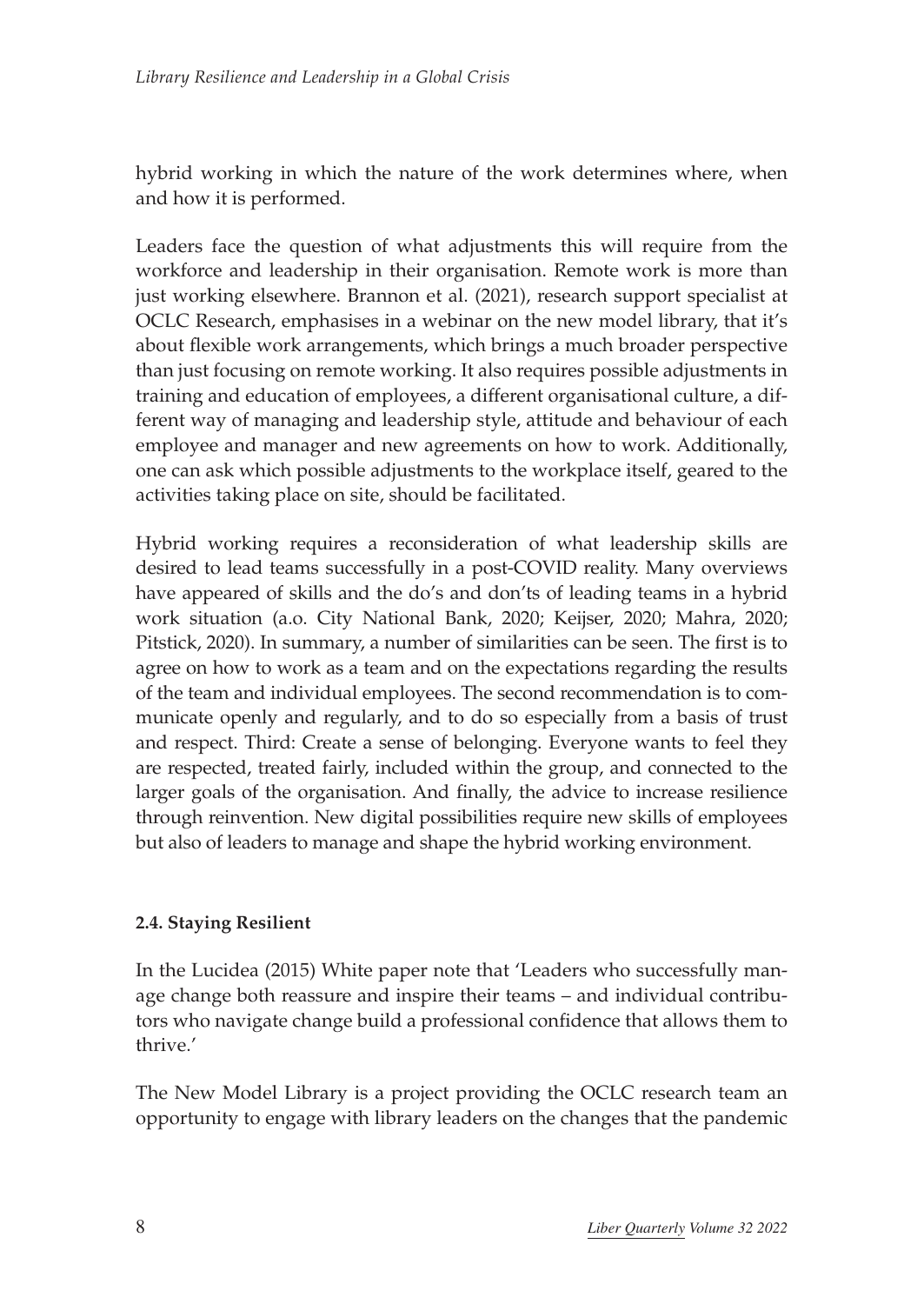hybrid working in which the nature of the work determines where, when and how it is performed.

Leaders face the question of what adjustments this will require from the workforce and leadership in their organisation. Remote work is more than just working elsewhere. Brannon et al. (2021), research support specialist at OCLC Research, emphasises in a webinar on the new model library, that it's about flexible work arrangements, which brings a much broader perspective than just focusing on remote working. It also requires possible adjustments in training and education of employees, a different organisational culture, a different way of managing and leadership style, attitude and behaviour of each employee and manager and new agreements on how to work. Additionally, one can ask which possible adjustments to the workplace itself, geared to the activities taking place on site, should be facilitated.

Hybrid working requires a reconsideration of what leadership skills are desired to lead teams successfully in a post-COVID reality. Many overviews have appeared of skills and the do's and don'ts of leading teams in a hybrid work situation (a.o. City National Bank, 2020; Keijser, 2020; Mahra, 2020; Pitstick, 2020). In summary, a number of similarities can be seen. The first is to agree on how to work as a team and on the expectations regarding the results of the team and individual employees. The second recommendation is to communicate openly and regularly, and to do so especially from a basis of trust and respect. Third: Create a sense of belonging. Everyone wants to feel they are respected, treated fairly, included within the group, and connected to the larger goals of the organisation. And finally, the advice to increase resilience through reinvention. New digital possibilities require new skills of employees but also of leaders to manage and shape the hybrid working environment.

### 2.4. Staying Resilient

In the Lucidea (2015) White paper note that 'Leaders who successfully manage change both reassure and inspire their teams – and individual contributors who navigate change build a professional confidence that allows them to thrive.'

The New Model Library is a project providing the OCLC research team an opportunity to engage with library leaders on the changes that the pandemic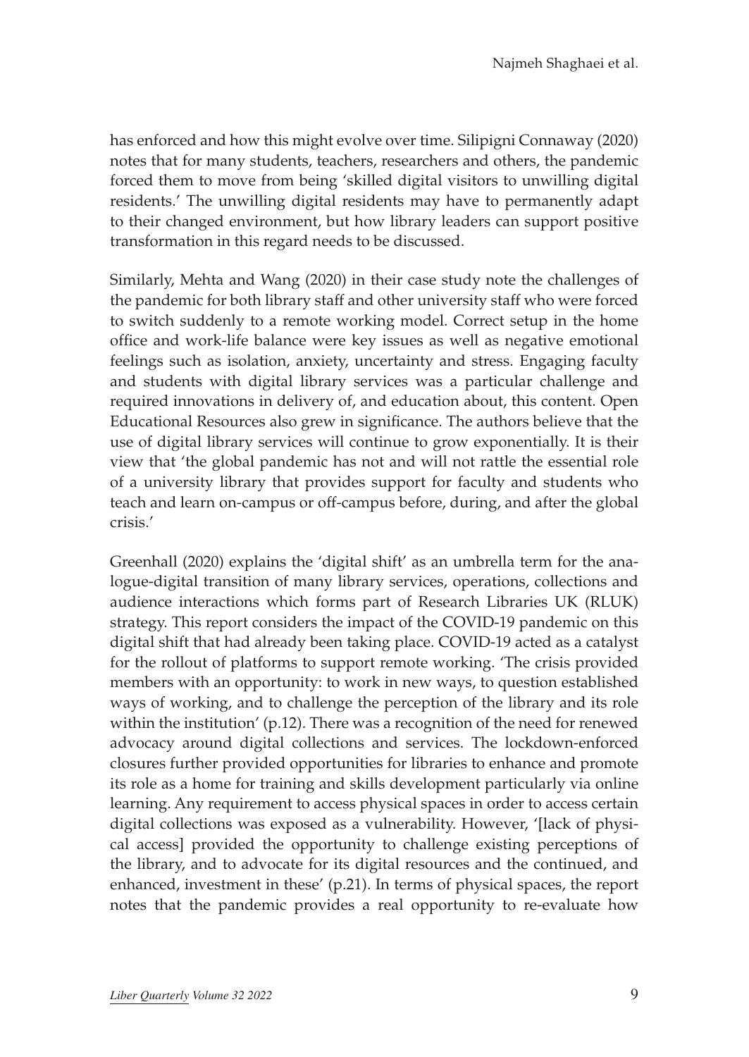has enforced and how this might evolve over time. Silipigni Connaway (2020) notes that for many students, teachers, researchers and others, the pandemic forced them to move from being 'skilled digital visitors to unwilling digital residents.' The unwilling digital residents may have to permanently adapt to their changed environment, but how library leaders can support positive transformation in this regard needs to be discussed.

Similarly, Mehta and Wang (2020) in their case study note the challenges of the pandemic for both library staff and other university staff who were forced to switch suddenly to a remote working model. Correct setup in the home office and work-life balance were key issues as well as negative emotional feelings such as isolation, anxiety, uncertainty and stress. Engaging faculty and students with digital library services was a particular challenge and required innovations in delivery of, and education about, this content. Open Educational Resources also grew in significance. The authors believe that the use of digital library services will continue to grow exponentially. It is their view that 'the global pandemic has not and will not rattle the essential role of a university library that provides support for faculty and students who teach and learn on-campus or off-campus before, during, and after the global crisis.'

Greenhall (2020) explains the 'digital shift' as an umbrella term for the analogue-digital transition of many library services, operations, collections and audience interactions which forms part of Research Libraries UK (RLUK) strategy. This report considers the impact of the COVID-19 pandemic on this digital shift that had already been taking place. COVID-19 acted as a catalyst for the rollout of platforms to support remote working. 'The crisis provided members with an opportunity: to work in new ways, to question established ways of working, and to challenge the perception of the library and its role within the institution' (p.12). There was a recognition of the need for renewed advocacy around digital collections and services. The lockdown-enforced closures further provided opportunities for libraries to enhance and promote its role as a home for training and skills development particularly via online learning. Any requirement to access physical spaces in order to access certain digital collections was exposed as a vulnerability. However, '[lack of physical access] provided the opportunity to challenge existing perceptions of the library, and to advocate for its digital resources and the continued, and enhanced, investment in these' (p.21). In terms of physical spaces, the report notes that the pandemic provides a real opportunity to re-evaluate how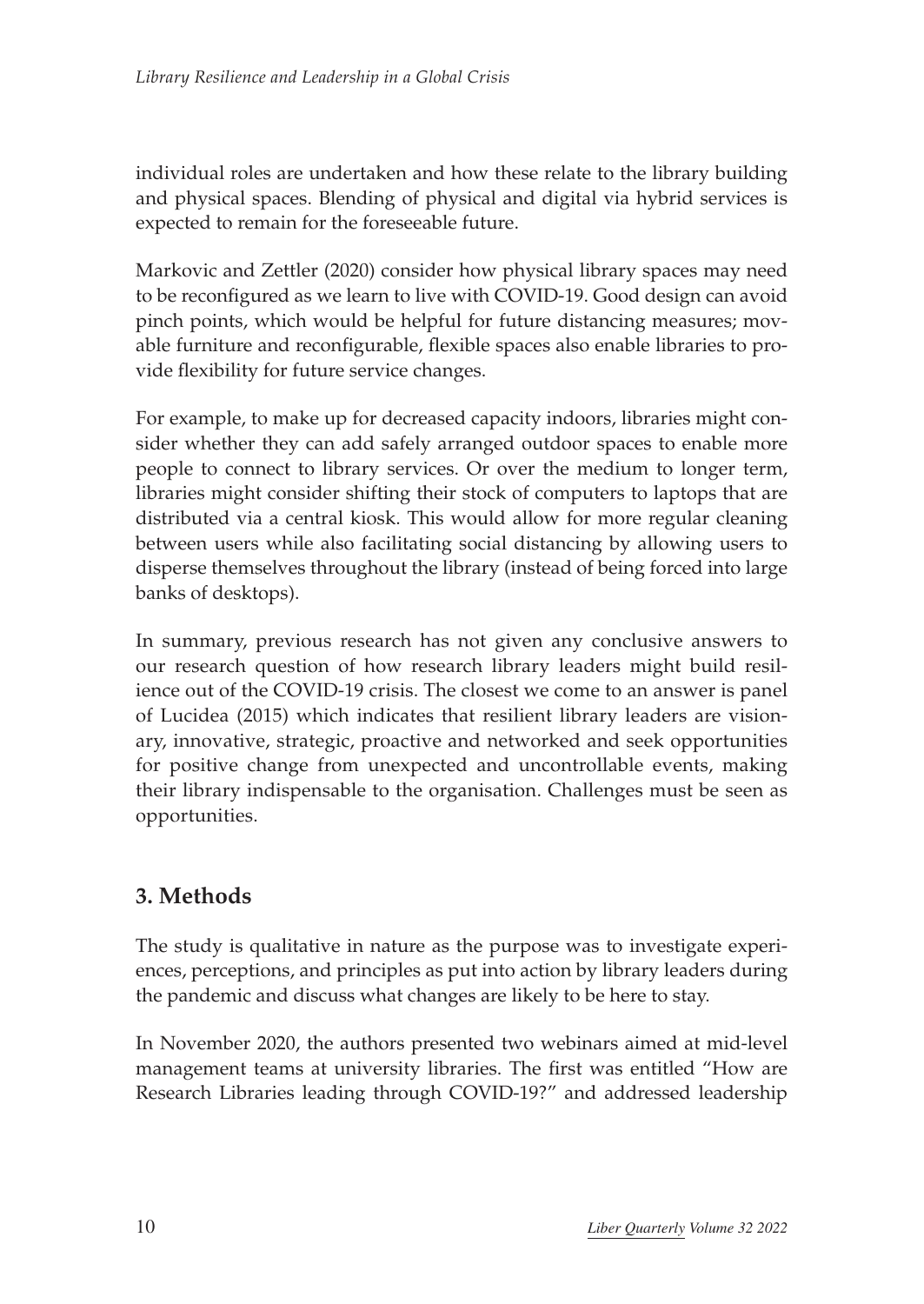individual roles are undertaken and how these relate to the library building and physical spaces. Blending of physical and digital via hybrid services is expected to remain for the foreseeable future.

Markovic and Zettler (2020) consider how physical library spaces may need to be reconfigured as we learn to live with COVID-19. Good design can avoid pinch points, which would be helpful for future distancing measures; movable furniture and reconfigurable, flexible spaces also enable libraries to provide flexibility for future service changes.

For example, to make up for decreased capacity indoors, libraries might consider whether they can add safely arranged outdoor spaces to enable more people to connect to library services. Or over the medium to longer term, libraries might consider shifting their stock of computers to laptops that are distributed via a central kiosk. This would allow for more regular cleaning between users while also facilitating social distancing by allowing users to disperse themselves throughout the library (instead of being forced into large banks of desktops).

In summary, previous research has not given any conclusive answers to our research question of how research library leaders might build resilience out of the COVID-19 crisis. The closest we come to an answer is panel of Lucidea (2015) which indicates that resilient library leaders are visionary, innovative, strategic, proactive and networked and seek opportunities for positive change from unexpected and uncontrollable events, making their library indispensable to the organisation. Challenges must be seen as opportunities.

## 3. Methods

The study is qualitative in nature as the purpose was to investigate experiences, perceptions, and principles as put into action by library leaders during the pandemic and discuss what changes are likely to be here to stay.

In November 2020, the authors presented two webinars aimed at mid-level management teams at university libraries. The first was entitled "How are Research Libraries leading through COVID-19?" and addressed leadership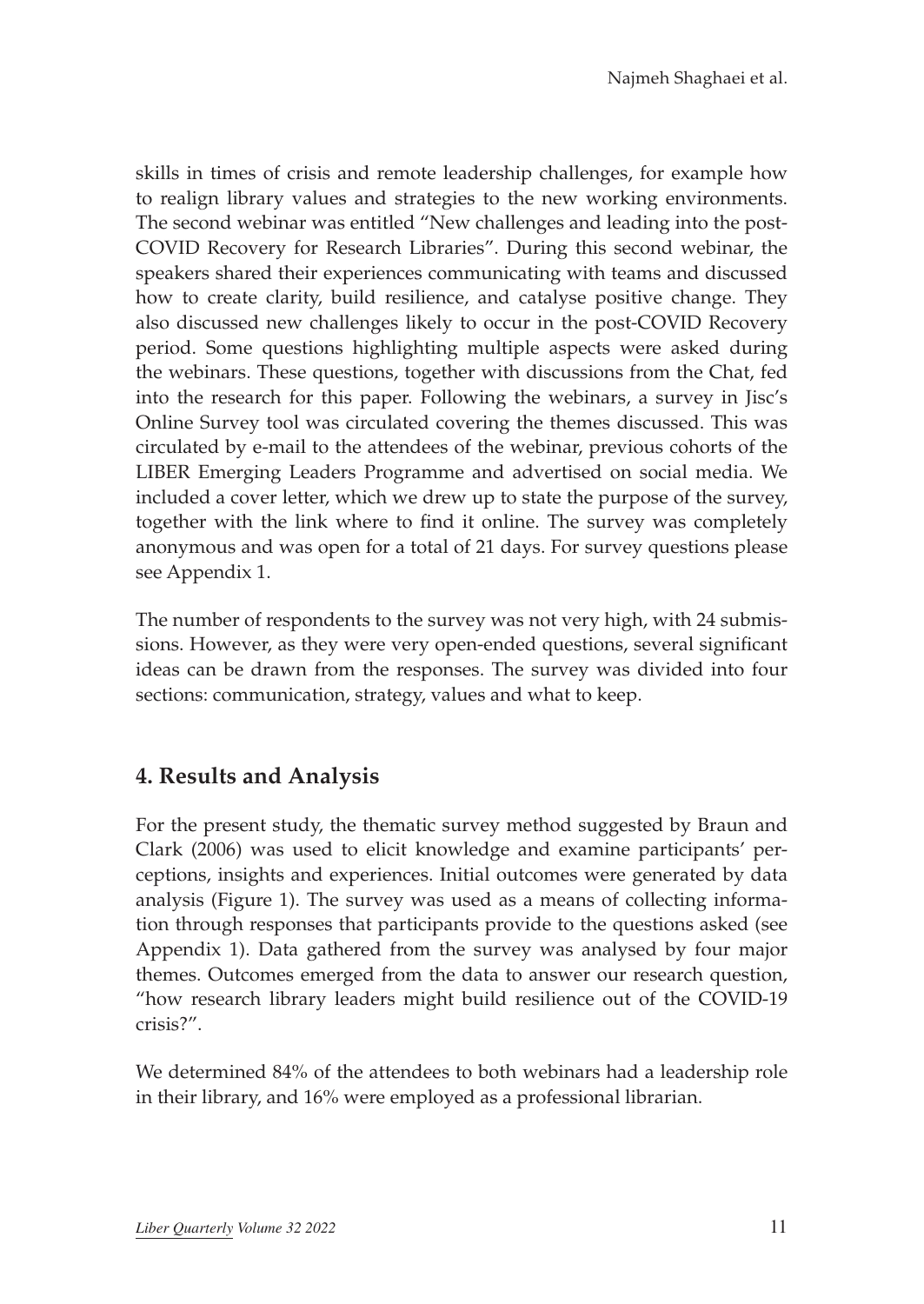skills in times of crisis and remote leadership challenges, for example how to realign library values and strategies to the new working environments. The second webinar was entitled "New challenges and leading into the post-COVID Recovery for Research Libraries". During this second webinar, the speakers shared their experiences communicating with teams and discussed how to create clarity, build resilience, and catalyse positive change. They also discussed new challenges likely to occur in the post-COVID Recovery period. Some questions highlighting multiple aspects were asked during the webinars. These questions, together with discussions from the Chat, fed into the research for this paper. Following the webinars, a survey in Jisc's Online Survey tool was circulated covering the themes discussed. This was circulated by e-mail to the attendees of the webinar, previous cohorts of the LIBER Emerging Leaders Programme and advertised on social media. We included a cover letter, which we drew up to state the purpose of the survey, together with the link where to find it online. The survey was completely anonymous and was open for a total of 21 days. For survey questions please see Appendix 1.

The number of respondents to the survey was not very high, with 24 submissions. However, as they were very open-ended questions, several significant ideas can be drawn from the responses. The survey was divided into four sections: communication, strategy, values and what to keep.

## 4. Results and Analysis

For the present study, the thematic survey method suggested by Braun and Clark (2006) was used to elicit knowledge and examine participants' perceptions, insights and experiences. Initial outcomes were generated by data analysis (Figure 1). The survey was used as a means of collecting information through responses that participants provide to the questions asked (see Appendix 1). Data gathered from the survey was analysed by four major themes. Outcomes emerged from the data to answer our research question, "how research library leaders might build resilience out of the COVID-19 crisis?".

We determined 84% of the attendees to both webinars had a leadership role in their library, and 16% were employed as a professional librarian.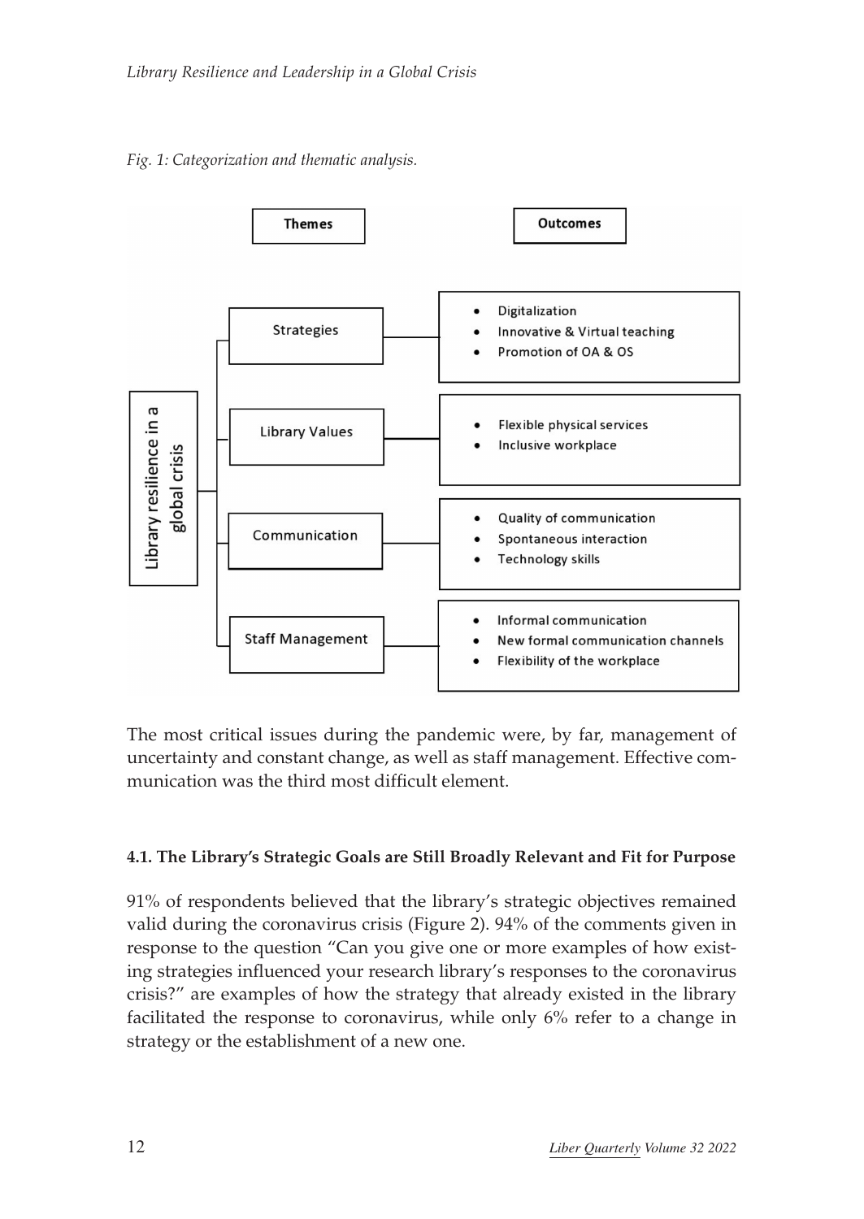*Fig. 1: Categorization and thematic analysis.*

**Library resilience in a global crisis**

| Themes | Outcomes |
|---|---|
| Strategies | • Digitalization<br>• Innovative & Virtual teaching<br>• Promotion of OA & OS |
| Library Values | • Flexible physical services<br>• Inclusive workplace |
| Communication | • Quality of communication<br>• Spontaneous interaction<br>• Technology skills |
| Staff Management | • Informal communication<br>• New formal communication channels<br>• Flexibility of the workplace |

The most critical issues during the pandemic were, by far, management of uncertainty and constant change, as well as staff management. Effective communication was the third most difficult element.

### 4.1. The Library's Strategic Goals are Still Broadly Relevant and Fit for Purpose

91% of respondents believed that the library's strategic objectives remained valid during the coronavirus crisis (Figure 2). 94% of the comments given in response to the question "Can you give one or more examples of how existing strategies influenced your research library's responses to the coronavirus crisis?" are examples of how the strategy that already existed in the library facilitated the response to coronavirus, while only 6% refer to a change in strategy or the establishment of a new one.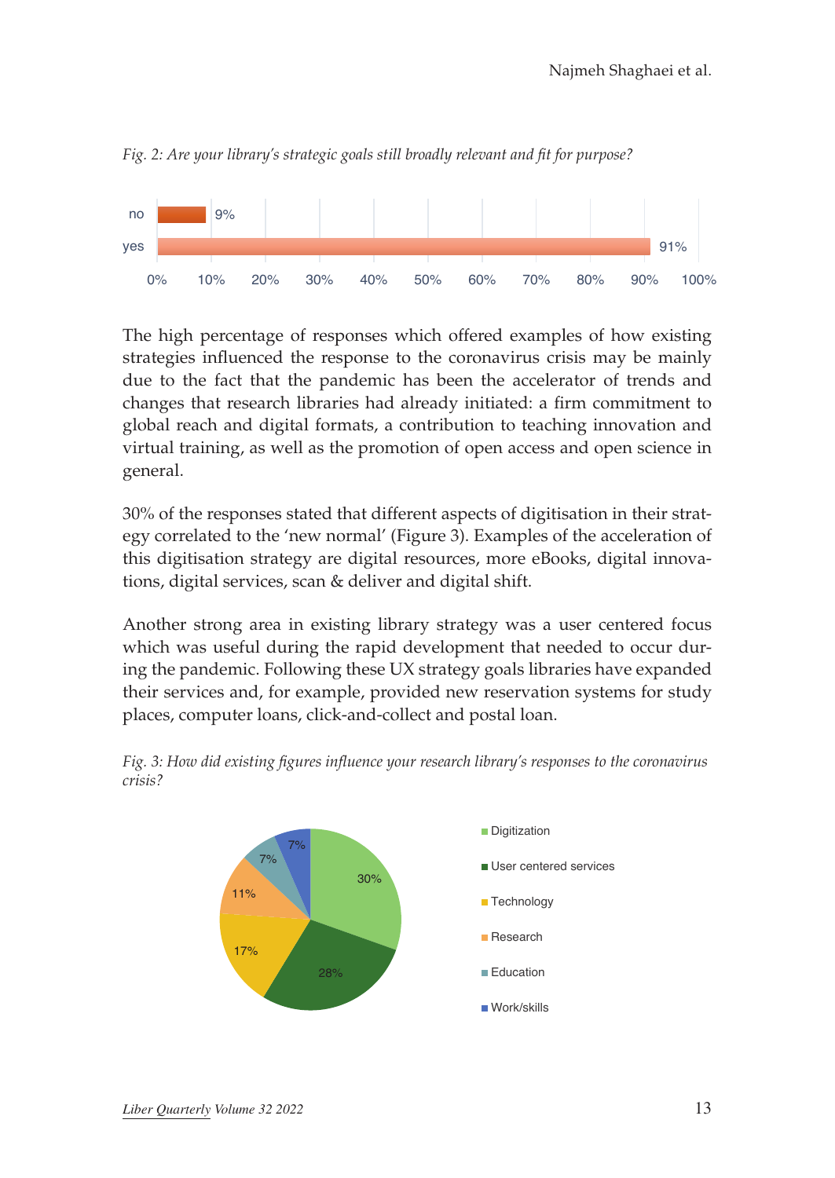*Fig. 2: Are your library's strategic goals still broadly relevant and fit for purpose?*

| Response | Percentage |
|---|---|
| no | 9% |
| yes | 91% |

The high percentage of responses which offered examples of how existing strategies influenced the response to the coronavirus crisis may be mainly due to the fact that the pandemic has been the accelerator of trends and changes that research libraries had already initiated: a firm commitment to global reach and digital formats, a contribution to teaching innovation and virtual training, as well as the promotion of open access and open science in general.

30% of the responses stated that different aspects of digitisation in their strategy correlated to the 'new normal' (Figure 3). Examples of the acceleration of this digitisation strategy are digital resources, more eBooks, digital innovations, digital services, scan & deliver and digital shift.

Another strong area in existing library strategy was a user centered focus which was useful during the rapid development that needed to occur during the pandemic. Following these UX strategy goals libraries have expanded their services and, for example, provided new reservation systems for study places, computer loans, click-and-collect and postal loan.

*Fig. 3: How did existing figures influence your research library's responses to the coronavirus crisis?*

| Category | Percentage |
|---|---|
| Digitization | 30% |
| User centered services | 28% |
| Technology | 17% |
| Research | 11% |
| Education | 7% |
| Work/skills | 7% |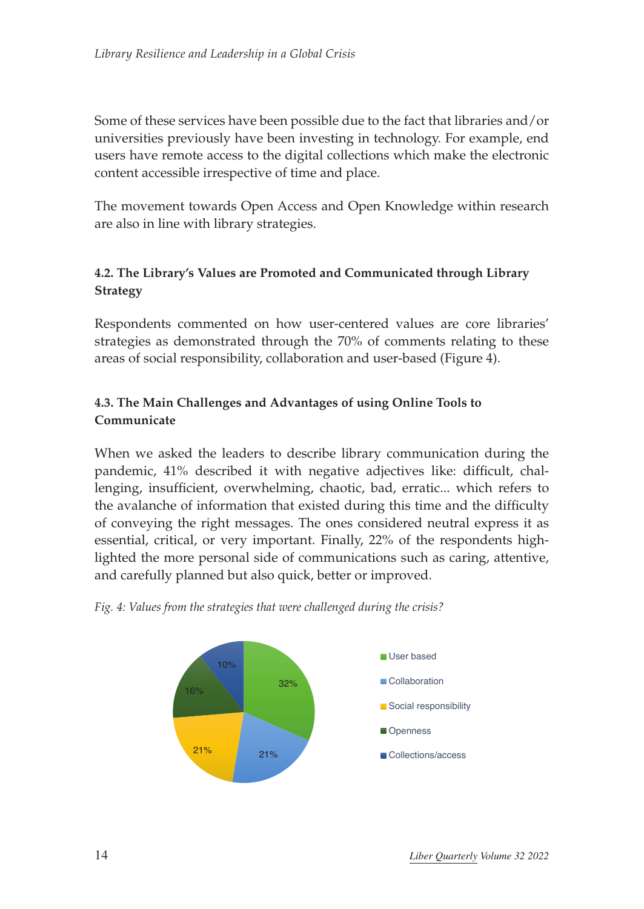Some of these services have been possible due to the fact that libraries and/or universities previously have been investing in technology. For example, end users have remote access to the digital collections which make the electronic content accessible irrespective of time and place.

The movement towards Open Access and Open Knowledge within research are also in line with library strategies.

### 4.2. The Library's Values are Promoted and Communicated through Library Strategy

Respondents commented on how user-centered values are core libraries' strategies as demonstrated through the 70% of comments relating to these areas of social responsibility, collaboration and user-based (Figure 4).

### 4.3. The Main Challenges and Advantages of using Online Tools to Communicate

When we asked the leaders to describe library communication during the pandemic, 41% described it with negative adjectives like: difficult, challenging, insufficient, overwhelming, chaotic, bad, erratic... which refers to the avalanche of information that existed during this time and the difficulty of conveying the right messages. The ones considered neutral express it as essential, critical, or very important. Finally, 22% of the respondents highlighted the more personal side of communications such as caring, attentive, and carefully planned but also quick, better or improved.

*Fig. 4: Values from the strategies that were challenged during the crisis?*

| Value | Percentage |
|---|---|
| User based | 32% |
| Collaboration | 21% |
| Social responsibility | 21% |
| Openness | 16% |
| Collections/access | 10% |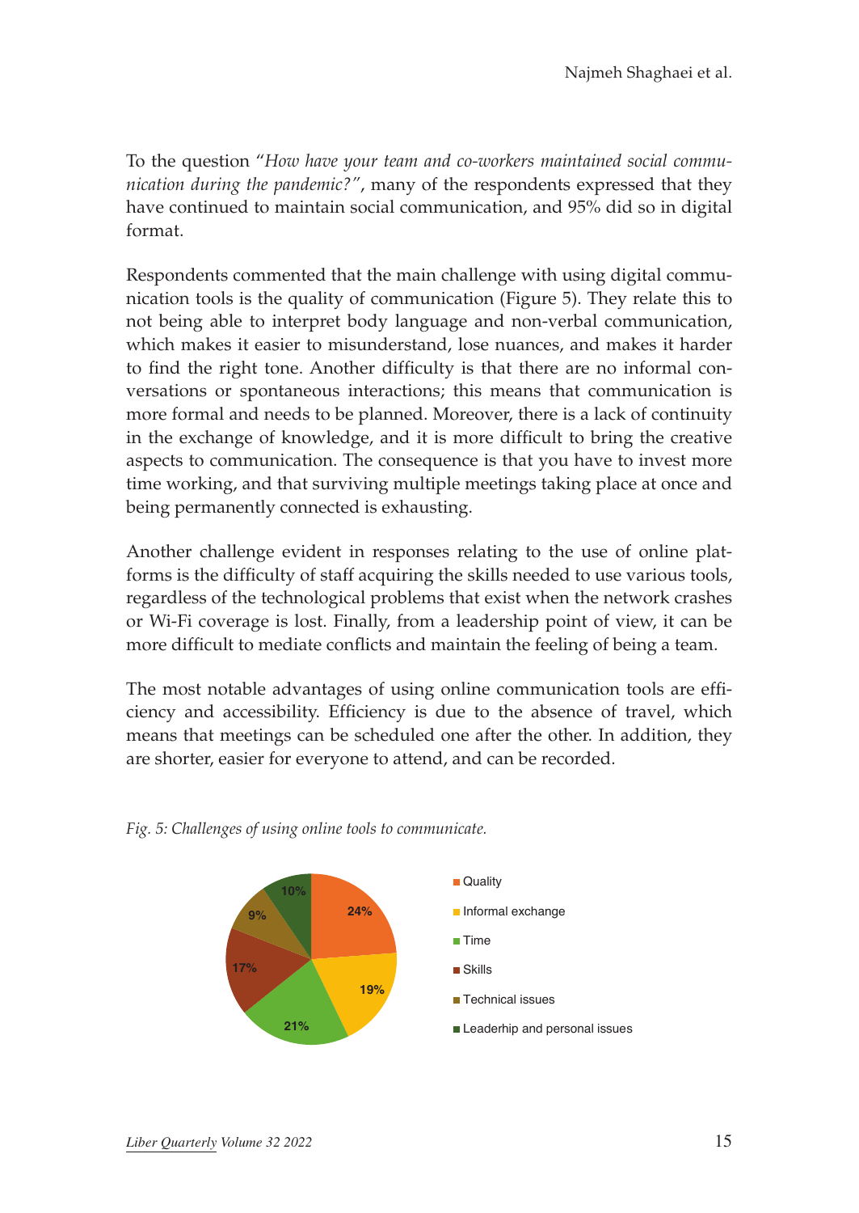To the question "*How have your team and co-workers maintained social communication during the pandemic?*", many of the respondents expressed that they have continued to maintain social communication, and 95% did so in digital format.

Respondents commented that the main challenge with using digital communication tools is the quality of communication (Figure 5). They relate this to not being able to interpret body language and non-verbal communication, which makes it easier to misunderstand, lose nuances, and makes it harder to find the right tone. Another difficulty is that there are no informal conversations or spontaneous interactions; this means that communication is more formal and needs to be planned. Moreover, there is a lack of continuity in the exchange of knowledge, and it is more difficult to bring the creative aspects to communication. The consequence is that you have to invest more time working, and that surviving multiple meetings taking place at once and being permanently connected is exhausting.

Another challenge evident in responses relating to the use of online platforms is the difficulty of staff acquiring the skills needed to use various tools, regardless of the technological problems that exist when the network crashes or Wi-Fi coverage is lost. Finally, from a leadership point of view, it can be more difficult to mediate conflicts and maintain the feeling of being a team.

The most notable advantages of using online communication tools are efficiency and accessibility. Efficiency is due to the absence of travel, which means that meetings can be scheduled one after the other. In addition, they are shorter, easier for everyone to attend, and can be recorded.

*Fig. 5: Challenges of using online tools to communicate.*

| Challenge | Percentage |
|---|---|
| Quality | 24% |
| Informal exchange | 19% |
| Time | 21% |
| Skills | 17% |
| Technical issues | 9% |
| Leaderhip and personal issues | 10% |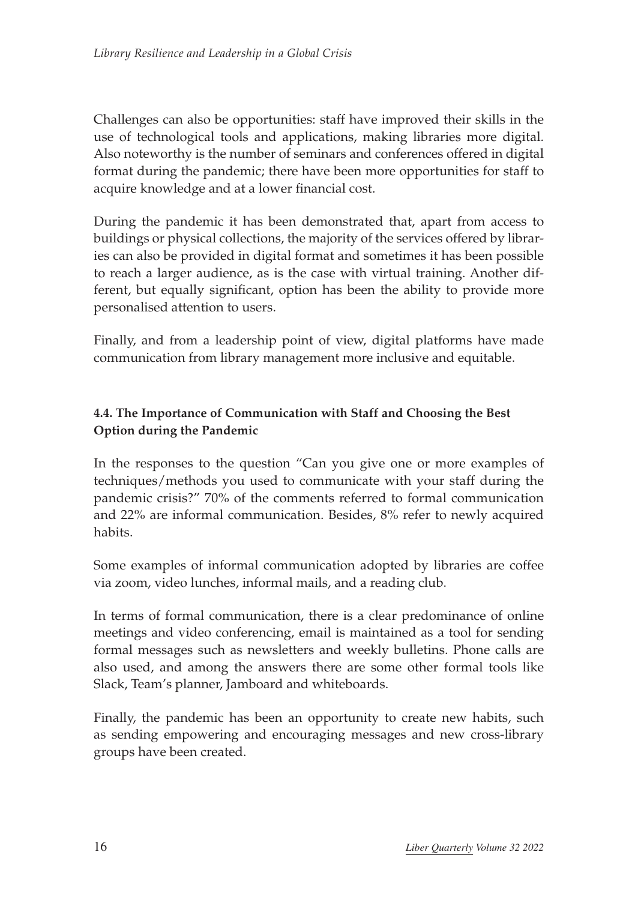Challenges can also be opportunities: staff have improved their skills in the use of technological tools and applications, making libraries more digital. Also noteworthy is the number of seminars and conferences offered in digital format during the pandemic; there have been more opportunities for staff to acquire knowledge and at a lower financial cost.

During the pandemic it has been demonstrated that, apart from access to buildings or physical collections, the majority of the services offered by libraries can also be provided in digital format and sometimes it has been possible to reach a larger audience, as is the case with virtual training. Another different, but equally significant, option has been the ability to provide more personalised attention to users.

Finally, and from a leadership point of view, digital platforms have made communication from library management more inclusive and equitable.

### 4.4. The Importance of Communication with Staff and Choosing the Best Option during the Pandemic

In the responses to the question "Can you give one or more examples of techniques/methods you used to communicate with your staff during the pandemic crisis?" 70% of the comments referred to formal communication and 22% are informal communication. Besides, 8% refer to newly acquired habits.

Some examples of informal communication adopted by libraries are coffee via zoom, video lunches, informal mails, and a reading club.

In terms of formal communication, there is a clear predominance of online meetings and video conferencing, email is maintained as a tool for sending formal messages such as newsletters and weekly bulletins. Phone calls are also used, and among the answers there are some other formal tools like Slack, Team's planner, Jamboard and whiteboards.

Finally, the pandemic has been an opportunity to create new habits, such as sending empowering and encouraging messages and new cross-library groups have been created.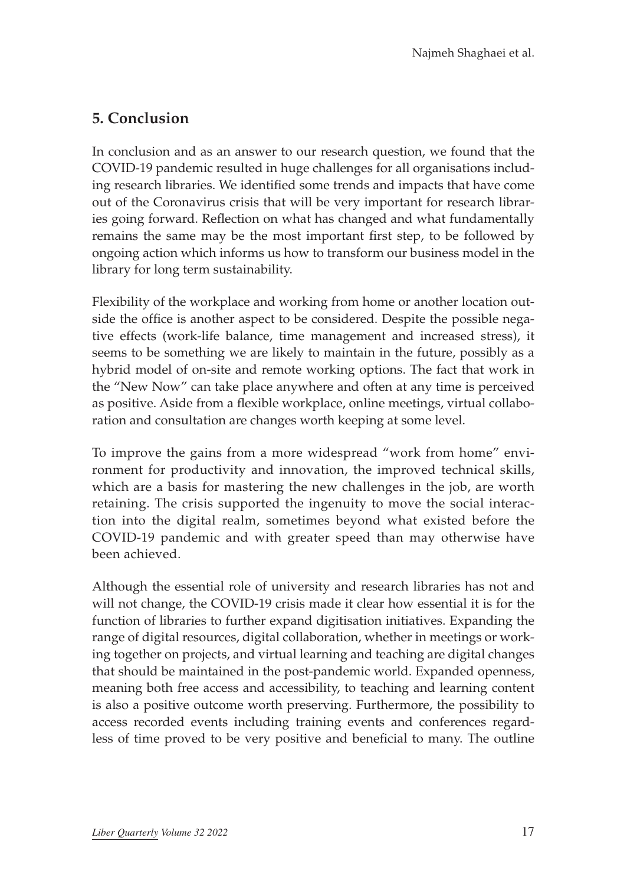## 5. Conclusion

In conclusion and as an answer to our research question, we found that the COVID-19 pandemic resulted in huge challenges for all organisations including research libraries. We identified some trends and impacts that have come out of the Coronavirus crisis that will be very important for research libraries going forward. Reflection on what has changed and what fundamentally remains the same may be the most important first step, to be followed by ongoing action which informs us how to transform our business model in the library for long term sustainability.

Flexibility of the workplace and working from home or another location outside the office is another aspect to be considered. Despite the possible negative effects (work-life balance, time management and increased stress), it seems to be something we are likely to maintain in the future, possibly as a hybrid model of on-site and remote working options. The fact that work in the "New Now" can take place anywhere and often at any time is perceived as positive. Aside from a flexible workplace, online meetings, virtual collaboration and consultation are changes worth keeping at some level.

To improve the gains from a more widespread "work from home" environment for productivity and innovation, the improved technical skills, which are a basis for mastering the new challenges in the job, are worth retaining. The crisis supported the ingenuity to move the social interaction into the digital realm, sometimes beyond what existed before the COVID-19 pandemic and with greater speed than may otherwise have been achieved.

Although the essential role of university and research libraries has not and will not change, the COVID-19 crisis made it clear how essential it is for the function of libraries to further expand digitisation initiatives. Expanding the range of digital resources, digital collaboration, whether in meetings or working together on projects, and virtual learning and teaching are digital changes that should be maintained in the post-pandemic world. Expanded openness, meaning both free access and accessibility, to teaching and learning content is also a positive outcome worth preserving. Furthermore, the possibility to access recorded events including training events and conferences regardless of time proved to be very positive and beneficial to many. The outline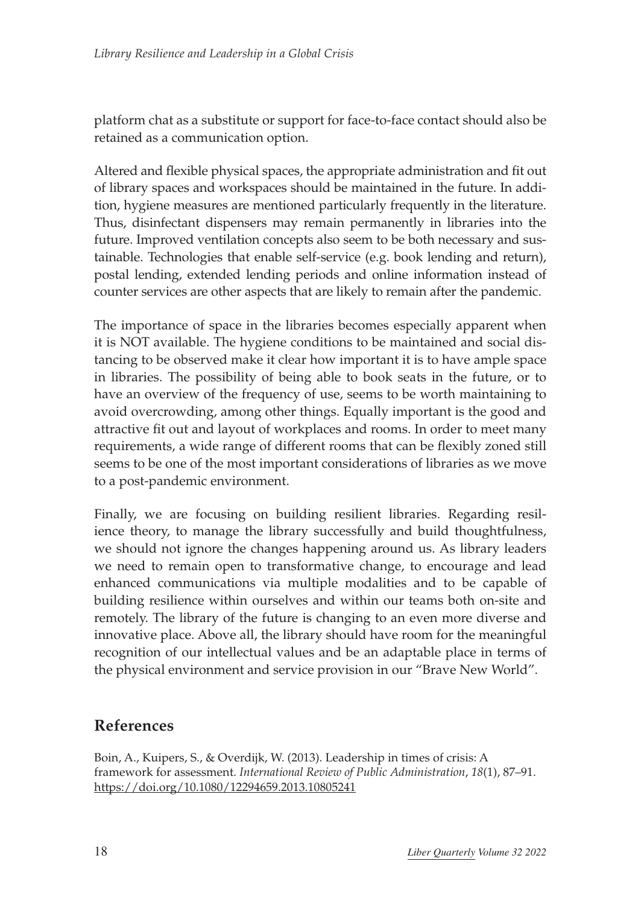platform chat as a substitute or support for face-to-face contact should also be retained as a communication option.

Altered and flexible physical spaces, the appropriate administration and fit out of library spaces and workspaces should be maintained in the future. In addition, hygiene measures are mentioned particularly frequently in the literature. Thus, disinfectant dispensers may remain permanently in libraries into the future. Improved ventilation concepts also seem to be both necessary and sustainable. Technologies that enable self-service (e.g. book lending and return), postal lending, extended lending periods and online information instead of counter services are other aspects that are likely to remain after the pandemic.

The importance of space in the libraries becomes especially apparent when it is NOT available. The hygiene conditions to be maintained and social distancing to be observed make it clear how important it is to have ample space in libraries. The possibility of being able to book seats in the future, or to have an overview of the frequency of use, seems to be worth maintaining to avoid overcrowding, among other things. Equally important is the good and attractive fit out and layout of workplaces and rooms. In order to meet many requirements, a wide range of different rooms that can be flexibly zoned still seems to be one of the most important considerations of libraries as we move to a post-pandemic environment.

Finally, we are focusing on building resilient libraries. Regarding resilience theory, to manage the library successfully and build thoughtfulness, we should not ignore the changes happening around us. As library leaders we need to remain open to transformative change, to encourage and lead enhanced communications via multiple modalities and to be capable of building resilience within ourselves and within our teams both on-site and remotely. The library of the future is changing to an even more diverse and innovative place. Above all, the library should have room for the meaningful recognition of our intellectual values and be an adaptable place in terms of the physical environment and service provision in our "Brave New World".

## References

Boin, A., Kuipers, S., & Overdijk, W. (2013). Leadership in times of crisis: A framework for assessment. *International Review of Public Administration*, *18*(1), 87–91. https://doi.org/10.1080/12294659.2013.10805241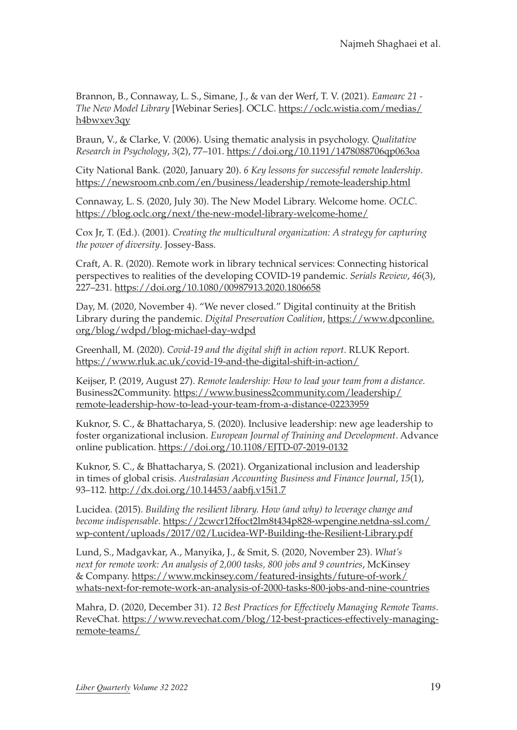Brannon, B., Connaway, L. S., Simane, J., & van der Werf, T. V. (2021). *Eamearc 21 - The New Model Library* [Webinar Series]. OCLC. https://oclc.wistia.com/medias/h4bwxev3qy

Braun, V., & Clarke, V. (2006). Using thematic analysis in psychology. *Qualitative Research in Psychology*, *3*(2), 77–101. https://doi.org/10.1191/1478088706qp063oa

City National Bank. (2020, January 20). *6 Key lessons for successful remote leadership*. https://newsroom.cnb.com/en/business/leadership/remote-leadership.html

Connaway, L. S. (2020, July 30). The New Model Library. Welcome home. *OCLC*. https://blog.oclc.org/next/the-new-model-library-welcome-home/

Cox Jr, T. (Ed.). (2001). *Creating the multicultural organization: A strategy for capturing the power of diversity*. Jossey-Bass.

Craft, A. R. (2020). Remote work in library technical services: Connecting historical perspectives to realities of the developing COVID-19 pandemic. *Serials Review*, *46*(3), 227–231. https://doi.org/10.1080/00987913.2020.1806658

Day, M. (2020, November 4). "We never closed." Digital continuity at the British Library during the pandemic. *Digital Preservation Coalition*, https://www.dpconline.org/blog/wdpd/blog-michael-day-wdpd

Greenhall, M. (2020). *Covid-19 and the digital shift in action report*. RLUK Report. https://www.rluk.ac.uk/covid-19-and-the-digital-shift-in-action/

Keijser, P. (2019, August 27). *Remote leadership: How to lead your team from a distance*. Business2Community. https://www.business2community.com/leadership/remote-leadership-how-to-lead-your-team-from-a-distance-02233959

Kuknor, S. C., & Bhattacharya, S. (2020). Inclusive leadership: new age leadership to foster organizational inclusion. *European Journal of Training and Development*. Advance online publication. https://doi.org/10.1108/EJTD-07-2019-0132

Kuknor, S. C., & Bhattacharya, S. (2021). Organizational inclusion and leadership in times of global crisis. *Australasian Accounting Business and Finance Journal*, *15*(1), 93–112. http://dx.doi.org/10.14453/aabfj.v15i1.7

Lucidea. (2015). *Building the resilient library. How (and why) to leverage change and become indispensable.* https://2cwcr12ffoct2lm8t434p828-wpengine.netdna-ssl.com/wp-content/uploads/2017/02/Lucidea-WP-Building-the-Resilient-Library.pdf

Lund, S., Madgavkar, A., Manyika, J., & Smit, S. (2020, November 23). *What's next for remote work: An analysis of 2,000 tasks, 800 jobs and 9 countries*, McKinsey & Company. https://www.mckinsey.com/featured-insights/future-of-work/whats-next-for-remote-work-an-analysis-of-2000-tasks-800-jobs-and-nine-countries

Mahra, D. (2020, December 31). *12 Best Practices for Effectively Managing Remote Teams*. ReveChat. https://www.revechat.com/blog/12-best-practices-effectively-managing-remote-teams/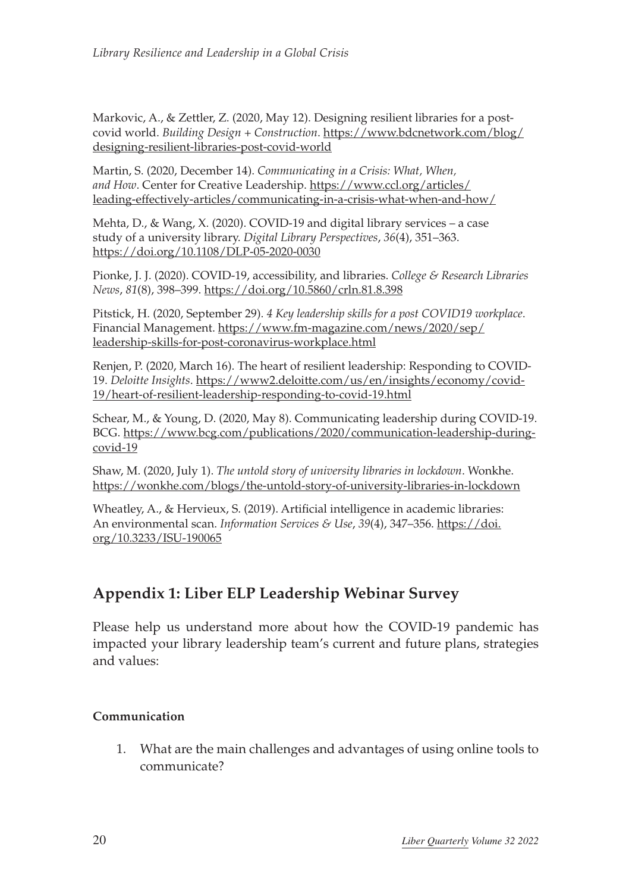Markovic, A., & Zettler, Z. (2020, May 12). Designing resilient libraries for a post-covid world. *Building Design + Construction*. https://www.bdcnetwork.com/blog/designing-resilient-libraries-post-covid-world

Martin, S. (2020, December 14). *Communicating in a Crisis: What, When, and How*. Center for Creative Leadership. https://www.ccl.org/articles/leading-effectively-articles/communicating-in-a-crisis-what-when-and-how/

Mehta, D., & Wang, X. (2020). COVID-19 and digital library services – a case study of a university library. *Digital Library Perspectives*, *36*(4), 351–363. https://doi.org/10.1108/DLP-05-2020-0030

Pionke, J. J. (2020). COVID-19, accessibility, and libraries. *College & Research Libraries News*, *81*(8), 398–399. https://doi.org/10.5860/crln.81.8.398

Pitstick, H. (2020, September 29). *4 Key leadership skills for a post COVID19 workplace*. Financial Management. https://www.fm-magazine.com/news/2020/sep/leadership-skills-for-post-coronavirus-workplace.html

Renjen, P. (2020, March 16). The heart of resilient leadership: Responding to COVID-19. *Deloitte Insights*. https://www2.deloitte.com/us/en/insights/economy/covid-19/heart-of-resilient-leadership-responding-to-covid-19.html

Schear, M., & Young, D. (2020, May 8). Communicating leadership during COVID-19. BCG. https://www.bcg.com/publications/2020/communication-leadership-during-covid-19

Shaw, M. (2020, July 1). *The untold story of university libraries in lockdown*. Wonkhe. https://wonkhe.com/blogs/the-untold-story-of-university-libraries-in-lockdown

Wheatley, A., & Hervieux, S. (2019). Artificial intelligence in academic libraries: An environmental scan. *Information Services & Use*, *39*(4), 347–356. https://doi.org/10.3233/ISU-190065

## Appendix 1: Liber ELP Leadership Webinar Survey

Please help us understand more about how the COVID-19 pandemic has impacted your library leadership team's current and future plans, strategies and values:

**Communication**

1. What are the main challenges and advantages of using online tools to communicate?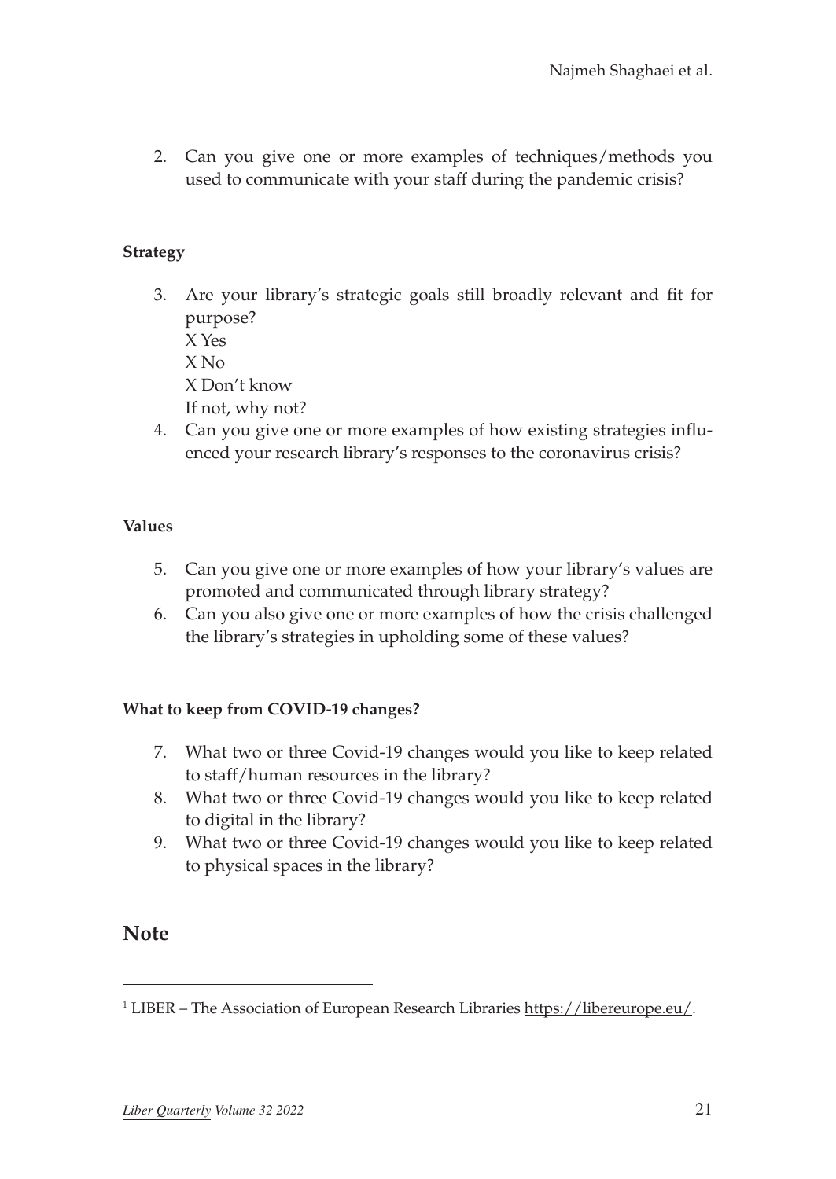2. Can you give one or more examples of techniques/methods you used to communicate with your staff during the pandemic crisis?

**Strategy**

3. Are your library's strategic goals still broadly relevant and fit for purpose?
   X Yes
   X No
   X Don't know
   If not, why not?
4. Can you give one or more examples of how existing strategies influenced your research library's responses to the coronavirus crisis?

**Values**

5. Can you give one or more examples of how your library's values are promoted and communicated through library strategy?
6. Can you also give one or more examples of how the crisis challenged the library's strategies in upholding some of these values?

**What to keep from COVID-19 changes?**

7. What two or three Covid-19 changes would you like to keep related to staff/human resources in the library?
8. What two or three Covid-19 changes would you like to keep related to digital in the library?
9. What two or three Covid-19 changes would you like to keep related to physical spaces in the library?

## Note

[1] LIBER – The Association of European Research Libraries https://libereurope.eu/.